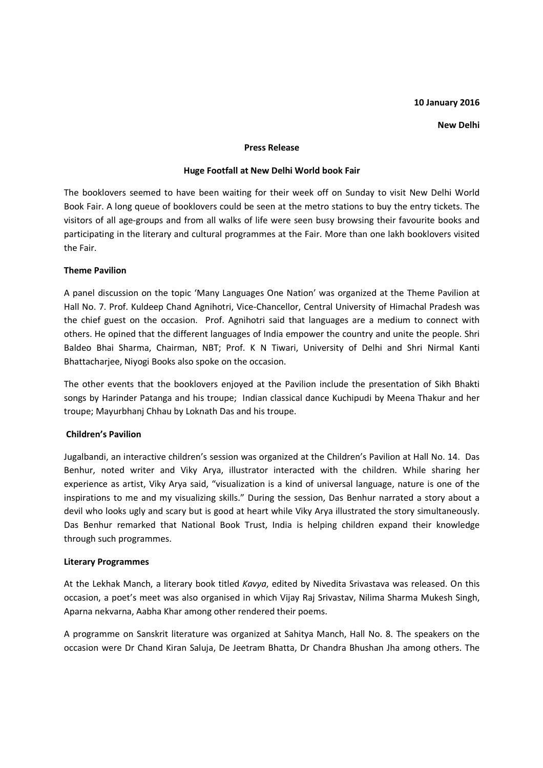**10 January 2016**

**New Delhi**

**Press Release**

**Huge Footfall at New Delhi World book Fair**

The booklovers seemed to have been waiting for their week off on Sunday to visit New Delhi World Book Fair. A long queue of booklovers could be seen at the metro stations to buy the entry tickets. The visitors of all age-groups and from all walks of life were seen busy browsing their favourite books and participating in the literary and cultural programmes at the Fair. More than one lakh booklovers visited the Fair.

**Theme Pavilion**

A panel discussion on the topic 'Many Languages One Nation' was organized at the Theme Pavilion at Hall No. 7. Prof. Kuldeep Chand Agnihotri, Vice-Chancellor, Central University of Himachal Pradesh was the chief guest on the occasion. Prof. Agnihotri said that languages are a medium to connect with others. He opined that the different languages of India empower the country and unite the people. Shri Baldeo Bhai Sharma, Chairman, NBT; Prof. K N Tiwari, University of Delhi and Shri Nirmal Kanti Bhattacharjee, Niyogi Books also spoke on the occasion.

The other events that the booklovers enjoyed at the Pavilion include the presentation of Sikh Bhakti songs by Harinder Patanga and his troupe; Indian classical dance Kuchipudi by Meena Thakur and her troupe; Mayurbhanj Chhau by Loknath Das and his troupe.

**Children's Pavilion**

Jugalbandi, an interactive children's session was organized at the Children's Pavilion at Hall No. 14. Das Benhur, noted writer and Viky Arya, illustrator interacted with the children. While sharing her experience as artist, Viky Arya said, "visualization is a kind of universal language, nature is one of the inspirations to me and my visualizing skills." During the session, Das Benhur narrated a story about a devil who looks ugly and scary but is good at heart while Viky Arya illustrated the story simultaneously. Das Benhur remarked that National Book Trust, India is helping children expand their knowledge through such programmes.

**Literary Programmes**

At the Lekhak Manch, a literary book titled *Kavya*, edited by Nivedita Srivastava was released. On this occasion, a poet's meet was also organised in which Vijay Raj Srivastav, Nilima Sharma Mukesh Singh, Aparna nekvarna, Aabha Khar among other rendered their poems.

A programme on Sanskrit literature was organized at Sahitya Manch, Hall No. 8. The speakers on the occasion were Dr Chand Kiran Saluja, De Jeetram Bhatta, Dr Chandra Bhushan Jha among others. The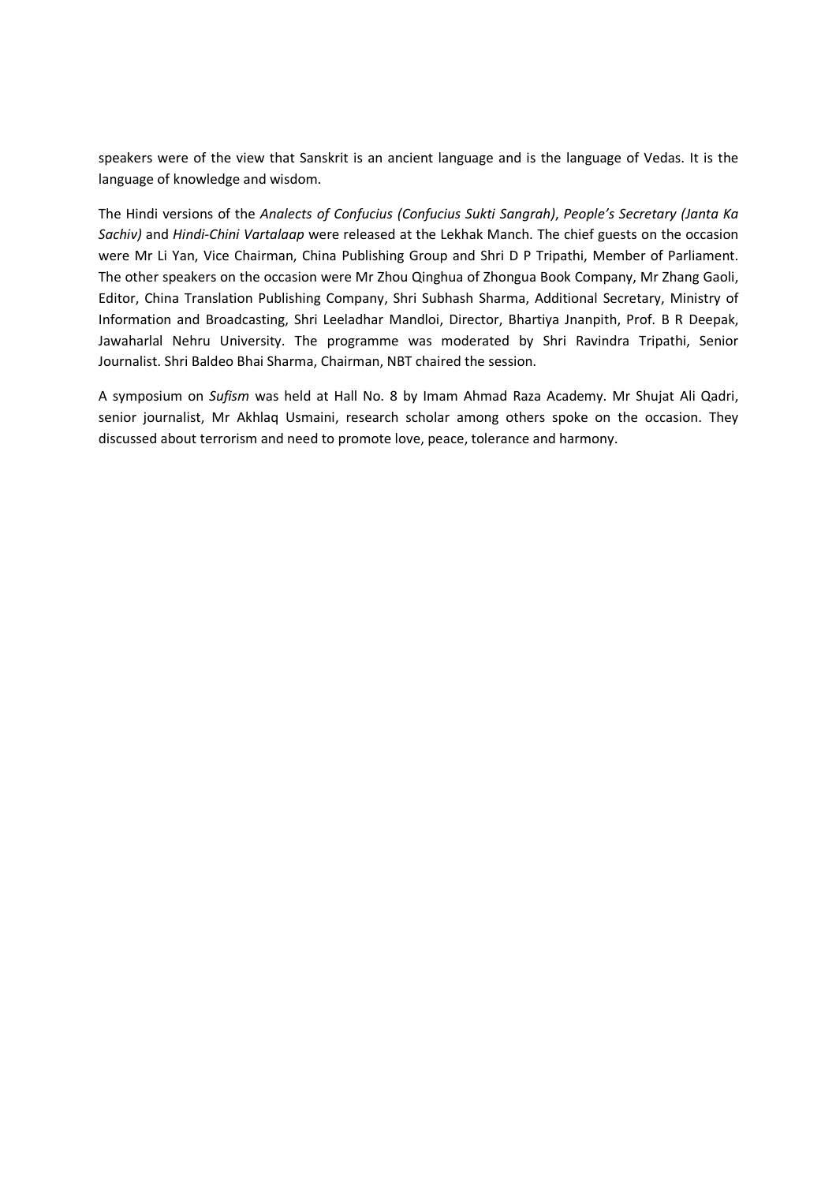speakers were of the view that Sanskrit is an ancient language and is the language of Vedas. It is the language of knowledge and wisdom.

The Hindi versions of the *Analects of Confucius (Confucius Sukti Sangrah)*, *People's Secretary (Janta Ka Sachiv)* and *Hindi-Chini Vartalaap* were released at the Lekhak Manch. The chief guests on the occasion were Mr Li Yan, Vice Chairman, China Publishing Group and Shri D P Tripathi, Member of Parliament. The other speakers on the occasion were Mr Zhou Qinghua of Zhongua Book Company, Mr Zhang Gaoli, Editor, China Translation Publishing Company, Shri Subhash Sharma, Additional Secretary, Ministry of Information and Broadcasting, Shri Leeladhar Mandloi, Director, Bhartiya Jnanpith, Prof. B R Deepak, Jawaharlal Nehru University. The programme was moderated by Shri Ravindra Tripathi, Senior Journalist. Shri Baldeo Bhai Sharma, Chairman, NBT chaired the session.

A symposium on *Sufism* was held at Hall No. 8 by Imam Ahmad Raza Academy. Mr Shujat Ali Qadri, senior journalist, Mr Akhlaq Usmaini, research scholar among others spoke on the occasion. They discussed about terrorism and need to promote love, peace, tolerance and harmony.